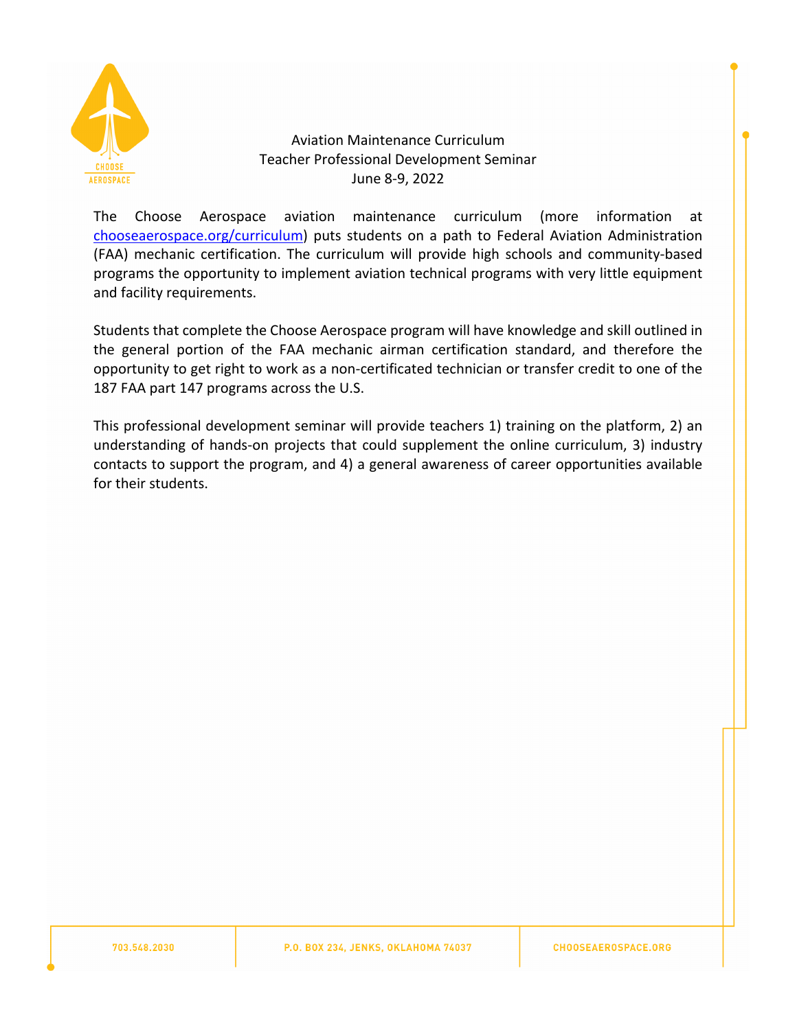Aviation Maintenance Curriculum
Teacher Professional Development Seminar
June 8-9, 2022

The Choose Aerospace aviation maintenance curriculum (more information at [chooseaerospace.org/curriculum](chooseaerospace.org/curriculum)) puts students on a path to Federal Aviation Administration (FAA) mechanic certification. The curriculum will provide high schools and community-based programs the opportunity to implement aviation technical programs with very little equipment and facility requirements.

Students that complete the Choose Aerospace program will have knowledge and skill outlined in the general portion of the FAA mechanic airman certification standard, and therefore the opportunity to get right to work as a non-certificated technician or transfer credit to one of the 187 FAA part 147 programs across the U.S.

This professional development seminar will provide teachers 1) training on the platform, 2) an understanding of hands-on projects that could supplement the online curriculum, 3) industry contacts to support the program, and 4) a general awareness of career opportunities available for their students.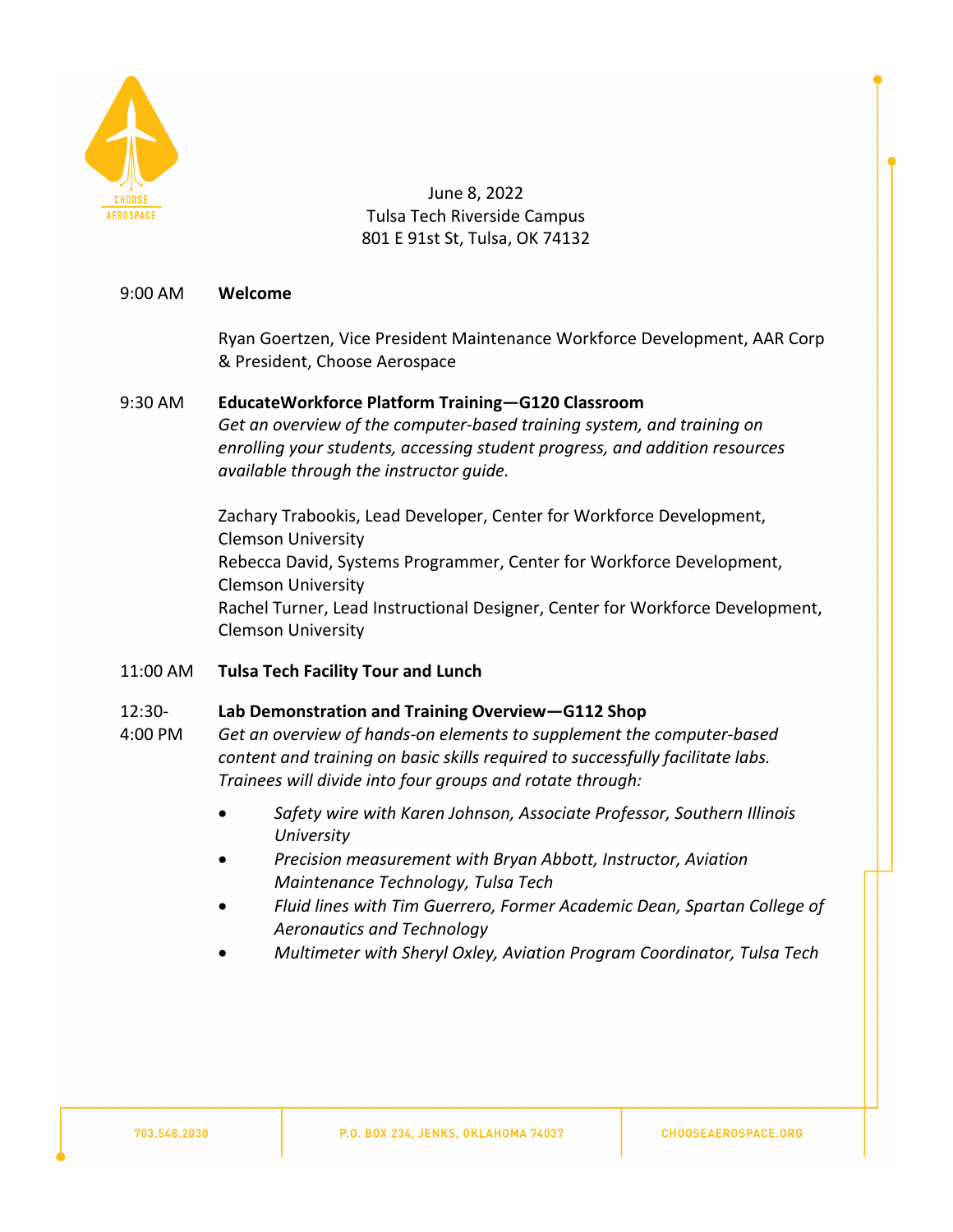June 8, 2022
Tulsa Tech Riverside Campus
801 E 91st St, Tulsa, OK 74132

9:00 AM **Welcome**

Ryan Goertzen, Vice President Maintenance Workforce Development, AAR Corp & President, Choose Aerospace

9:30 AM **EducateWorkforce Platform Training—G120 Classroom**
*Get an overview of the computer-based training system, and training on enrolling your students, accessing student progress, and addition resources available through the instructor guide.*

Zachary Trabookis, Lead Developer, Center for Workforce Development, Clemson University
Rebecca David, Systems Programmer, Center for Workforce Development, Clemson University
Rachel Turner, Lead Instructional Designer, Center for Workforce Development, Clemson University

11:00 AM **Tulsa Tech Facility Tour and Lunch**

12:30-4:00 PM **Lab Demonstration and Training Overview—G112 Shop**
*Get an overview of hands-on elements to supplement the computer-based content and training on basic skills required to successfully facilitate labs. Trainees will divide into four groups and rotate through:*

- *Safety wire with Karen Johnson, Associate Professor, Southern Illinois University*
- *Precision measurement with Bryan Abbott, Instructor, Aviation Maintenance Technology, Tulsa Tech*
- *Fluid lines with Tim Guerrero, Former Academic Dean, Spartan College of Aeronautics and Technology*
- *Multimeter with Sheryl Oxley, Aviation Program Coordinator, Tulsa Tech*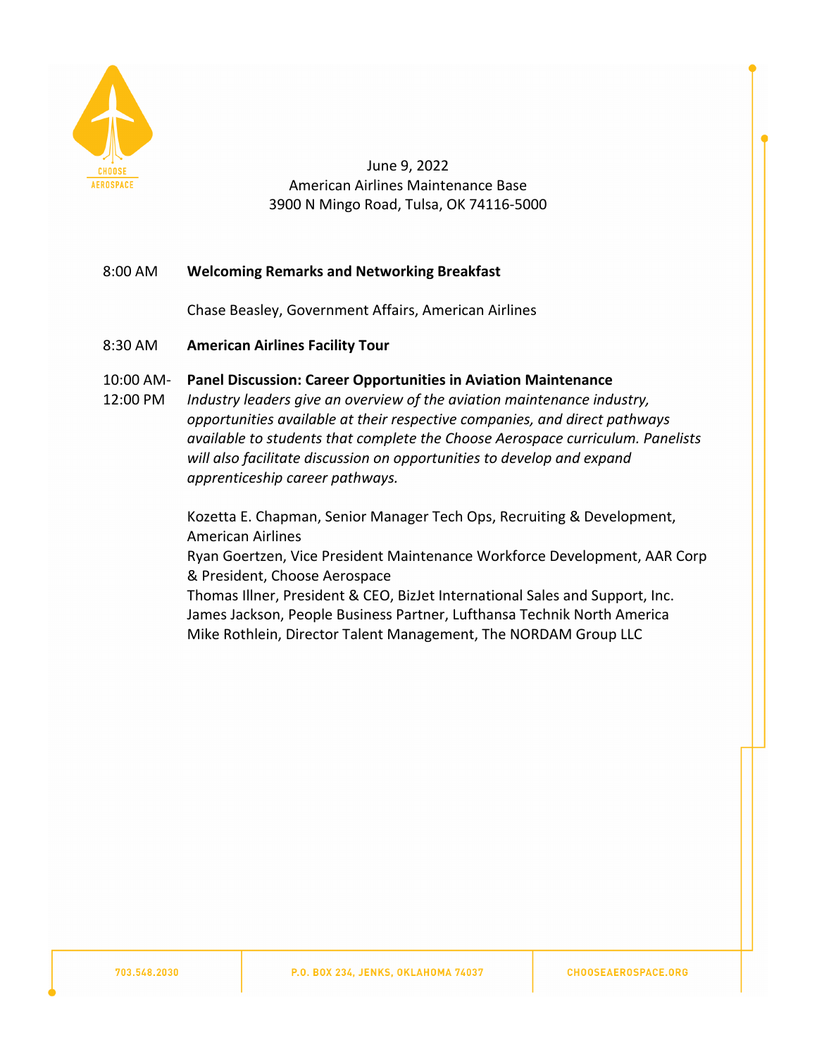June 9, 2022
American Airlines Maintenance Base
3900 N Mingo Road, Tulsa, OK 74116-5000

8:00 AM **Welcoming Remarks and Networking Breakfast**

Chase Beasley, Government Affairs, American Airlines

8:30 AM **American Airlines Facility Tour**

10:00 AM-12:00 PM **Panel Discussion: Career Opportunities in Aviation Maintenance**

*Industry leaders give an overview of the aviation maintenance industry, opportunities available at their respective companies, and direct pathways available to students that complete the Choose Aerospace curriculum. Panelists will also facilitate discussion on opportunities to develop and expand apprenticeship career pathways.*

Kozetta E. Chapman, Senior Manager Tech Ops, Recruiting & Development, American Airlines
Ryan Goertzen, Vice President Maintenance Workforce Development, AAR Corp & President, Choose Aerospace
Thomas Illner, President & CEO, BizJet International Sales and Support, Inc.
James Jackson, People Business Partner, Lufthansa Technik North America
Mike Rothlein, Director Talent Management, The NORDAM Group LLC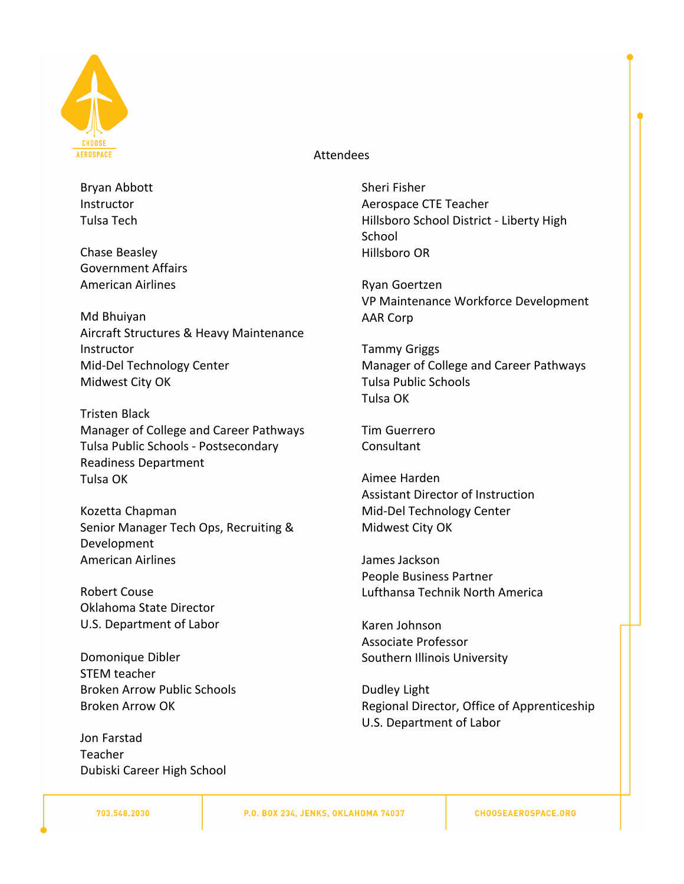## Attendees

Bryan Abbott
Instructor
Tulsa Tech

Chase Beasley
Government Affairs
American Airlines

Md Bhuiyan
Aircraft Structures & Heavy Maintenance Instructor
Mid-Del Technology Center
Midwest City OK

Tristen Black
Manager of College and Career Pathways
Tulsa Public Schools - Postsecondary Readiness Department
Tulsa OK

Kozetta Chapman
Senior Manager Tech Ops, Recruiting & Development
American Airlines

Robert Couse
Oklahoma State Director
U.S. Department of Labor

Domonique Dibler
STEM teacher
Broken Arrow Public Schools
Broken Arrow OK

Jon Farstad
Teacher
Dubiski Career High School

Sheri Fisher
Aerospace CTE Teacher
Hillsboro School District - Liberty High School
Hillsboro OR

Ryan Goertzen
VP Maintenance Workforce Development
AAR Corp

Tammy Griggs
Manager of College and Career Pathways
Tulsa Public Schools
Tulsa OK

Tim Guerrero
Consultant

Aimee Harden
Assistant Director of Instruction
Mid-Del Technology Center
Midwest City OK

James Jackson
People Business Partner
Lufthansa Technik North America

Karen Johnson
Associate Professor
Southern Illinois University

Dudley Light
Regional Director, Office of Apprenticeship
U.S. Department of Labor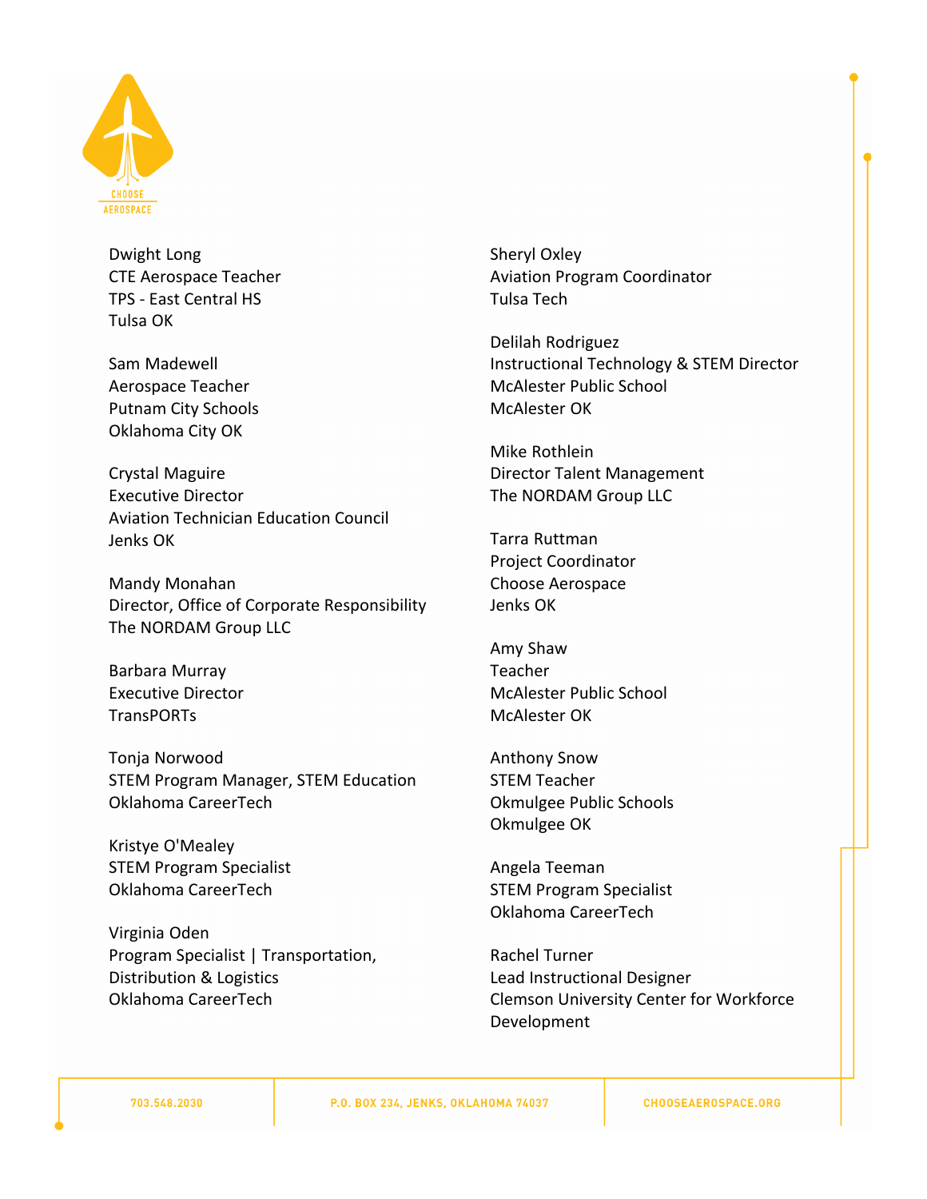Dwight Long
CTE Aerospace Teacher
TPS - East Central HS
Tulsa OK

Sam Madewell
Aerospace Teacher
Putnam City Schools
Oklahoma City OK

Crystal Maguire
Executive Director
Aviation Technician Education Council
Jenks OK

Mandy Monahan
Director, Office of Corporate Responsibility
The NORDAM Group LLC

Barbara Murray
Executive Director
TransPORTs

Tonja Norwood
STEM Program Manager, STEM Education
Oklahoma CareerTech

Kristye O'Mealey
STEM Program Specialist
Oklahoma CareerTech

Virginia Oden
Program Specialist | Transportation, Distribution & Logistics
Oklahoma CareerTech

Sheryl Oxley
Aviation Program Coordinator
Tulsa Tech

Delilah Rodriguez
Instructional Technology & STEM Director
McAlester Public School
McAlester OK

Mike Rothlein
Director Talent Management
The NORDAM Group LLC

Tarra Ruttman
Project Coordinator
Choose Aerospace
Jenks OK

Amy Shaw
Teacher
McAlester Public School
McAlester OK

Anthony Snow
STEM Teacher
Okmulgee Public Schools
Okmulgee OK

Angela Teeman
STEM Program Specialist
Oklahoma CareerTech

Rachel Turner
Lead Instructional Designer
Clemson University Center for Workforce Development